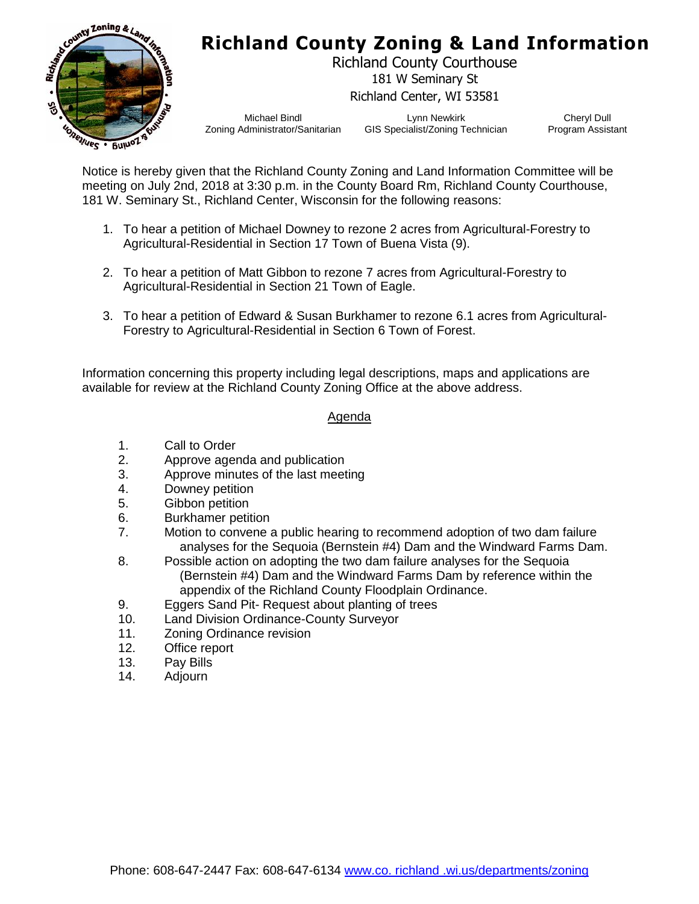# Richland County Zoning & Land Information

Richland County Courthouse
181 W Seminary St
Richland Center, WI 53581

Michael Bindl
Zoning Administrator/Sanitarian

Lynn Newkirk
GIS Specialist/Zoning Technician

Cheryl Dull
Program Assistant

Notice is hereby given that the Richland County Zoning and Land Information Committee will be meeting on July 2nd, 2018 at 3:30 p.m. in the County Board Rm, Richland County Courthouse, 181 W. Seminary St., Richland Center, Wisconsin for the following reasons:

1. To hear a petition of Michael Downey to rezone 2 acres from Agricultural-Forestry to Agricultural-Residential in Section 17 Town of Buena Vista (9).

2. To hear a petition of Matt Gibbon to rezone 7 acres from Agricultural-Forestry to Agricultural-Residential in Section 21 Town of Eagle.

3. To hear a petition of Edward & Susan Burkhamer to rezone 6.1 acres from Agricultural-Forestry to Agricultural-Residential in Section 6 Town of Forest.

Information concerning this property including legal descriptions, maps and applications are available for review at the Richland County Zoning Office at the above address.

## Agenda

1. Call to Order
2. Approve agenda and publication
3. Approve minutes of the last meeting
4. Downey petition
5. Gibbon petition
6. Burkhamer petition
7. Motion to convene a public hearing to recommend adoption of two dam failure analyses for the Sequoia (Bernstein #4) Dam and the Windward Farms Dam.
8. Possible action on adopting the two dam failure analyses for the Sequoia (Bernstein #4) Dam and the Windward Farms Dam by reference within the appendix of the Richland County Floodplain Ordinance.
9. Eggers Sand Pit- Request about planting of trees
10. Land Division Ordinance-County Surveyor
11. Zoning Ordinance revision
12. Office report
13. Pay Bills
14. Adjourn

Phone: 608-647-2447 Fax: 608-647-6134 www.co. richland .wi.us/departments/zoning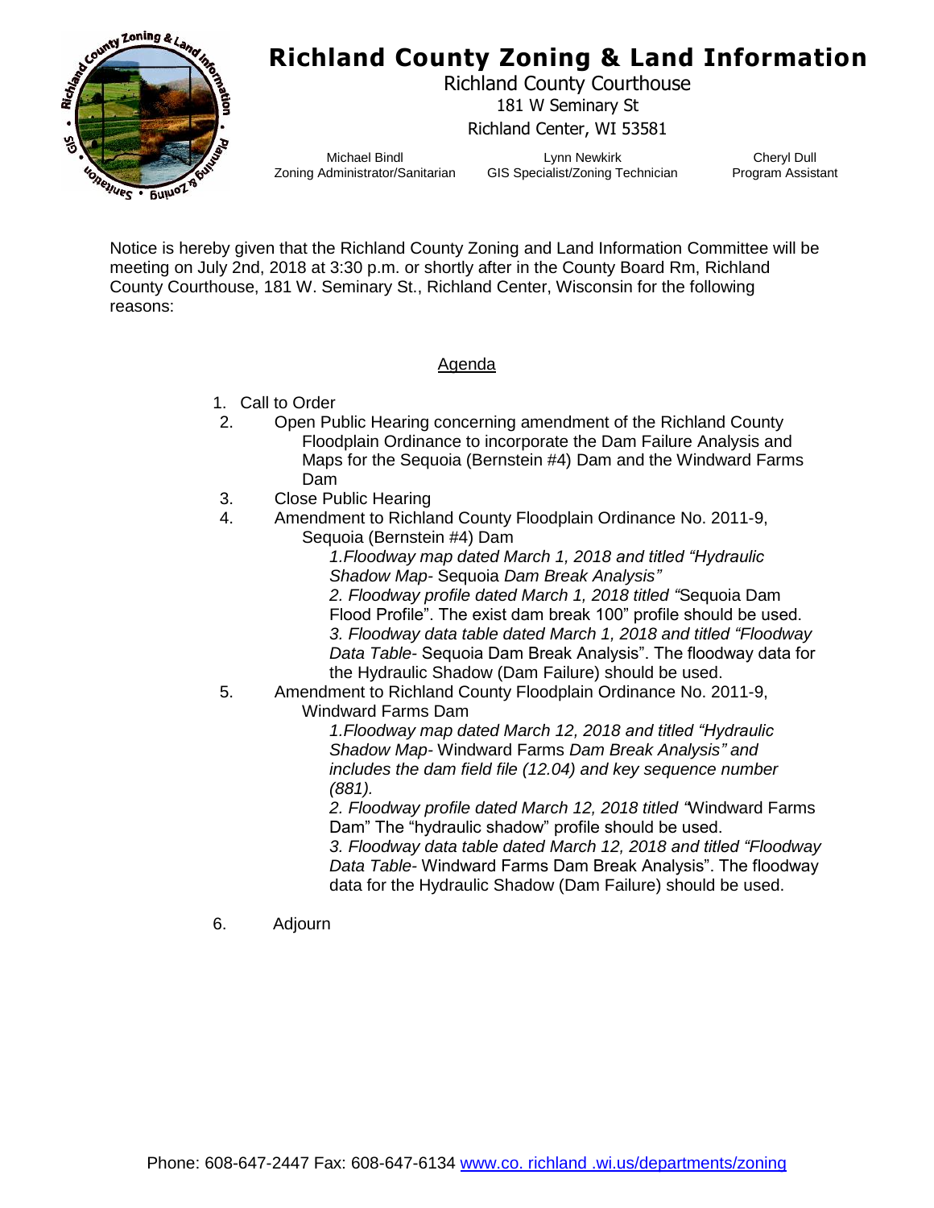# Richland County Zoning & Land Information

Richland County Courthouse
181 W Seminary St
Richland Center, WI 53581

| Michael Bindl | Lynn Newkirk | Cheryl Dull |
|---|---|---|
| Zoning Administrator/Sanitarian | GIS Specialist/Zoning Technician | Program Assistant |

Notice is hereby given that the Richland County Zoning and Land Information Committee will be meeting on July 2nd, 2018 at 3:30 p.m. or shortly after in the County Board Rm, Richland County Courthouse, 181 W. Seminary St., Richland Center, Wisconsin for the following reasons:

## Agenda

1. Call to Order
2. Open Public Hearing concerning amendment of the Richland County Floodplain Ordinance to incorporate the Dam Failure Analysis and Maps for the Sequoia (Bernstein #4) Dam and the Windward Farms Dam
3. Close Public Hearing
4. Amendment to Richland County Floodplain Ordinance No. 2011-9, Sequoia (Bernstein #4) Dam
   1. *Floodway map dated March 1, 2018 and titled "Hydraulic Shadow Map-* Sequoia *Dam Break Analysis"*
   2. *Floodway profile dated March 1, 2018 titled "*Sequoia Dam Flood Profile". The exist dam break 100" profile should be used.
   3. *Floodway data table dated March 1, 2018 and titled "Floodway Data Table-* Sequoia Dam Break Analysis". The floodway data for the Hydraulic Shadow (Dam Failure) should be used.
5. Amendment to Richland County Floodplain Ordinance No. 2011-9, Windward Farms Dam
   1. *Floodway map dated March 12, 2018 and titled "Hydraulic Shadow Map-* Windward Farms *Dam Break Analysis" and includes the dam field file (12.04) and key sequence number (881).*
   2. *Floodway profile dated March 12, 2018 titled "*Windward Farms Dam" The "hydraulic shadow" profile should be used.
   3. *Floodway data table dated March 12, 2018 and titled "Floodway Data Table-* Windward Farms Dam Break Analysis". The floodway data for the Hydraulic Shadow (Dam Failure) should be used.
6. Adjourn

Phone: 608-647-2447 Fax: 608-647-6134 www.co. richland .wi.us/departments/zoning